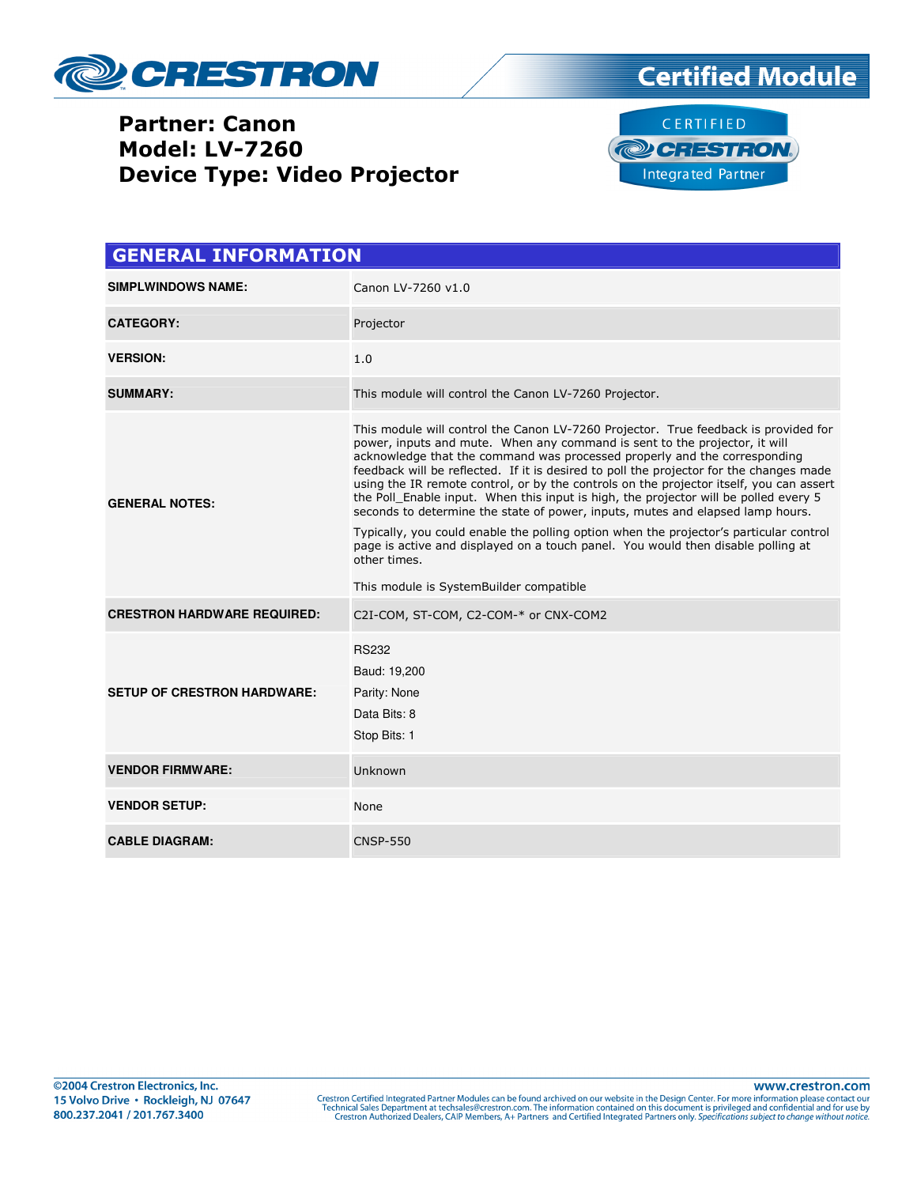Crestron — Certified Module

**Partner: Canon**
**Model: LV-7260**
**Device Type: Video Projector**

CERTIFIED CRESTRON Integrated Partner

## GENERAL INFORMATION

| | |
|---|---|
| **SIMPLWINDOWS NAME:** | Canon LV-7260 v1.0 |
| **CATEGORY:** | Projector |
| **VERSION:** | 1.0 |
| **SUMMARY:** | This module will control the Canon LV-7260 Projector. |
| **GENERAL NOTES:** | This module will control the Canon LV-7260 Projector. True feedback is provided for power, inputs and mute. When any command is sent to the projector, it will acknowledge that the command was processed properly and the corresponding feedback will be reflected. If it is desired to poll the projector for the changes made using the IR remote control, or by the controls on the projector itself, you can assert the Poll_Enable input. When this input is high, the projector will be polled every 5 seconds to determine the state of power, inputs, mutes and elapsed lamp hours.<br><br>Typically, you could enable the polling option when the projector's particular control page is active and displayed on a touch panel. You would then disable polling at other times.<br><br>This module is SystemBuilder compatible |
| **CRESTRON HARDWARE REQUIRED:** | C2I-COM, ST-COM, C2-COM-* or CNX-COM2 |
| **SETUP OF CRESTRON HARDWARE:** | RS232<br>Baud: 19,200<br>Parity: None<br>Data Bits: 8<br>Stop Bits: 1 |
| **VENDOR FIRMWARE:** | Unknown |
| **VENDOR SETUP:** | None |
| **CABLE DIAGRAM:** | CNSP-550 |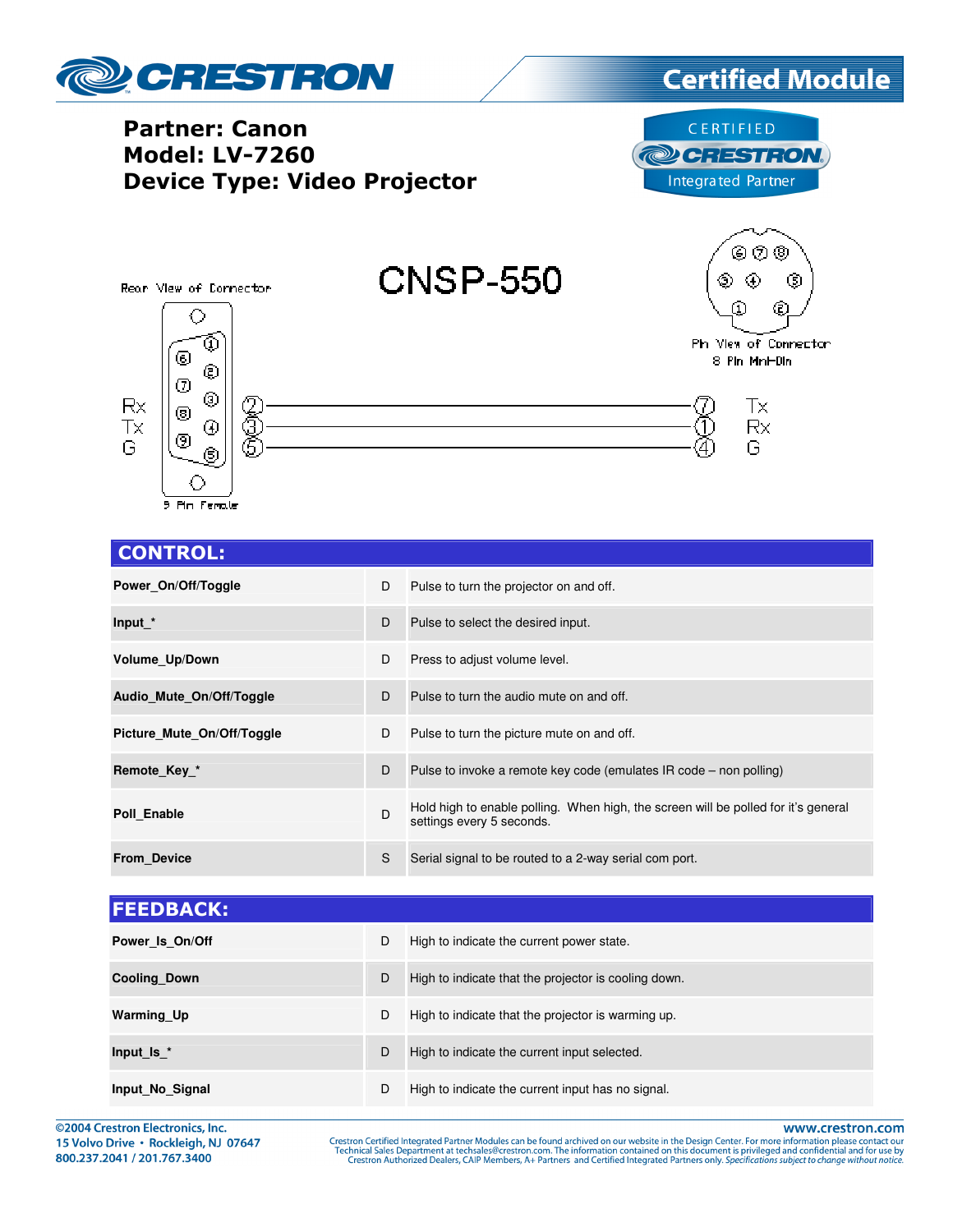# Partner: Canon
# Model: LV-7260
# Device Type: Video Projector

CNSP-550

Rear View of Connector

9 Pin Female

Pin View of Connector
8 Pin Mini-Din

| 9 Pin Female | Pin | | Pin | 8 Pin Mini-Din |
|---|---|---|---|---|
| Rx | 2 | — | 7 | Tx |
| Tx | 3 | — | 1 | Rx |
| G | 5 | — | 4 | G |

## CONTROL:

| | | |
|---|---|---|
| **Power_On/Off/Toggle** | D | Pulse to turn the projector on and off. |
| **Input_*** | D | Pulse to select the desired input. |
| **Volume_Up/Down** | D | Press to adjust volume level. |
| **Audio_Mute_On/Off/Toggle** | D | Pulse to turn the audio mute on and off. |
| **Picture_Mute_On/Off/Toggle** | D | Pulse to turn the picture mute on and off. |
| **Remote_Key_*** | D | Pulse to invoke a remote key code (emulates IR code – non polling) |
| **Poll_Enable** | D | Hold high to enable polling. When high, the screen will be polled for it's general settings every 5 seconds. |
| **From_Device** | S | Serial signal to be routed to a 2-way serial com port. |

## FEEDBACK:

| | | |
|---|---|---|
| **Power_Is_On/Off** | D | High to indicate the current power state. |
| **Cooling_Down** | D | High to indicate that the projector is cooling down. |
| **Warming_Up** | D | High to indicate that the projector is warming up. |
| **Input_Is_*** | D | High to indicate the current input selected. |
| **Input_No_Signal** | D | High to indicate the current input has no signal. |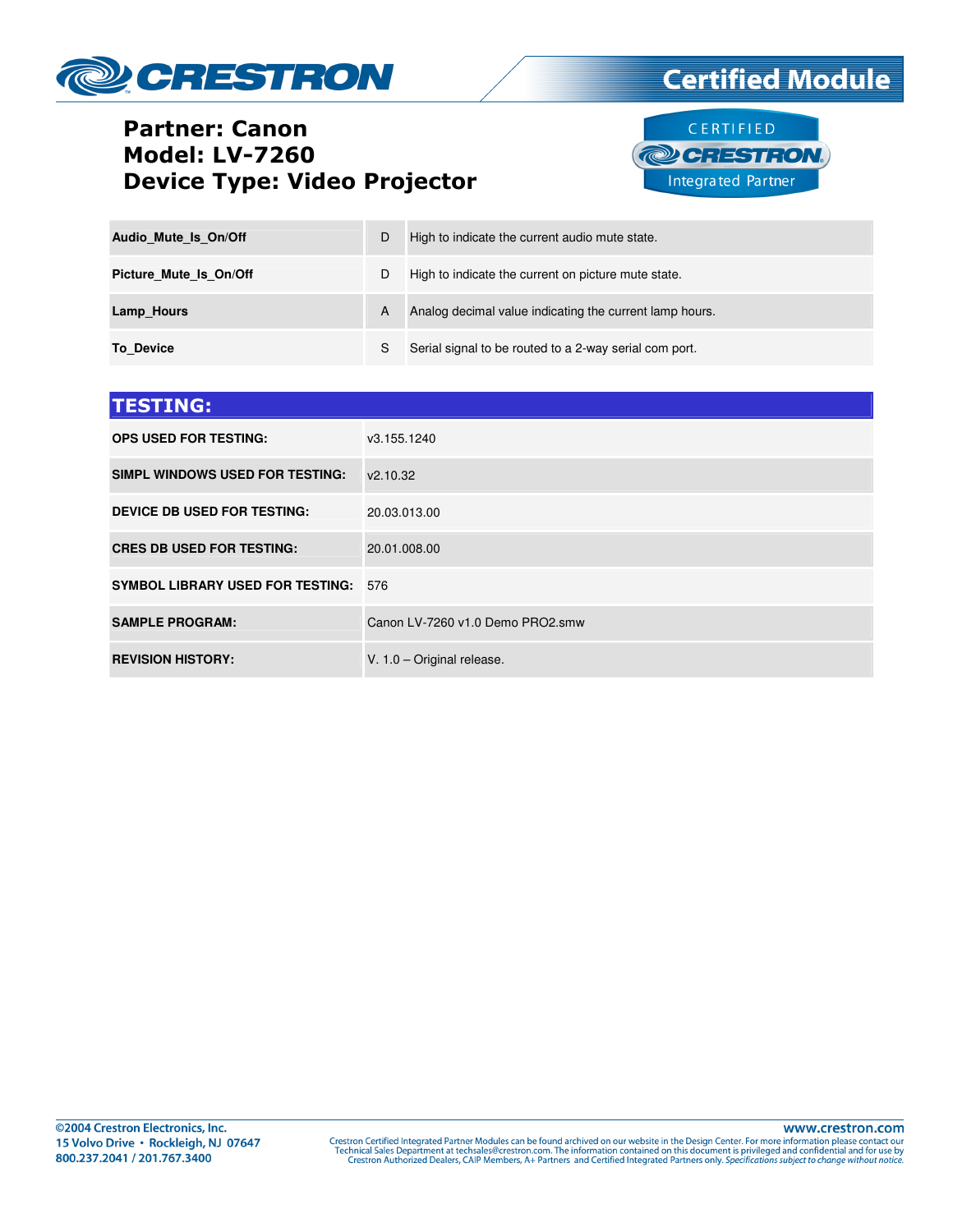**Partner: Canon**
**Model: LV-7260**
**Device Type: Video Projector**

| | | |
|---|---|---|
| **Audio_Mute_Is_On/Off** | D | High to indicate the current audio mute state. |
| **Picture_Mute_Is_On/Off** | D | High to indicate the current on picture mute state. |
| **Lamp_Hours** | A | Analog decimal value indicating the current lamp hours. |
| **To_Device** | S | Serial signal to be routed to a 2-way serial com port. |

## TESTING:

| | |
|---|---|
| **OPS USED FOR TESTING:** | v3.155.1240 |
| **SIMPL WINDOWS USED FOR TESTING:** | v2.10.32 |
| **DEVICE DB USED FOR TESTING:** | 20.03.013.00 |
| **CRES DB USED FOR TESTING:** | 20.01.008.00 |
| **SYMBOL LIBRARY USED FOR TESTING:** | 576 |
| **SAMPLE PROGRAM:** | Canon LV-7260 v1.0 Demo PRO2.smw |
| **REVISION HISTORY:** | V. 1.0 – Original release. |